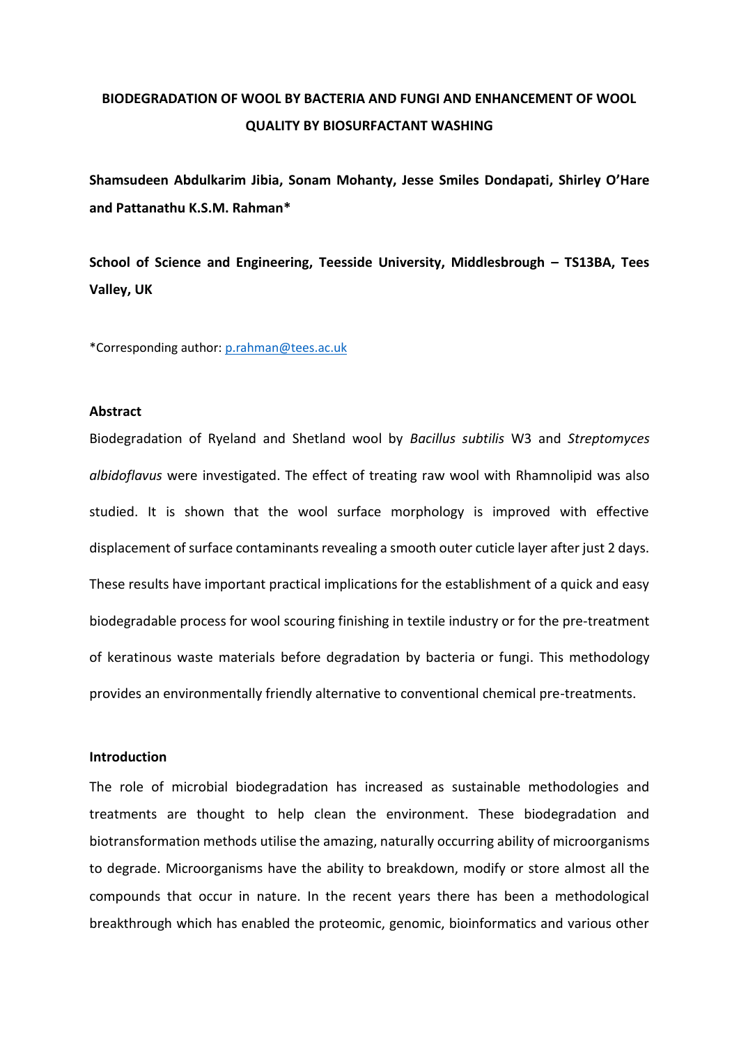# BIODEGRADATION OF WOOL BY BACTERIA AND FUNGI AND ENHANCEMENT OF WOOL QUALITY BY BIOSURFACTANT WASHING

**Shamsudeen Abdulkarim Jibia, Sonam Mohanty, Jesse Smiles Dondapati, Shirley O'Hare and Pattanathu K.S.M. Rahman***

**School of Science and Engineering, Teesside University, Middlesbrough – TS13BA, Tees Valley, UK**

*Corresponding author: p.rahman@tees.ac.uk

## Abstract

Biodegradation of Ryeland and Shetland wool by *Bacillus subtilis* W3 and *Streptomyces albidoflavus* were investigated. The effect of treating raw wool with Rhamnolipid was also studied. It is shown that the wool surface morphology is improved with effective displacement of surface contaminants revealing a smooth outer cuticle layer after just 2 days. These results have important practical implications for the establishment of a quick and easy biodegradable process for wool scouring finishing in textile industry or for the pre-treatment of keratinous waste materials before degradation by bacteria or fungi. This methodology provides an environmentally friendly alternative to conventional chemical pre-treatments.

## Introduction

The role of microbial biodegradation has increased as sustainable methodologies and treatments are thought to help clean the environment. These biodegradation and biotransformation methods utilise the amazing, naturally occurring ability of microorganisms to degrade. Microorganisms have the ability to breakdown, modify or store almost all the compounds that occur in nature. In the recent years there has been a methodological breakthrough which has enabled the proteomic, genomic, bioinformatics and various other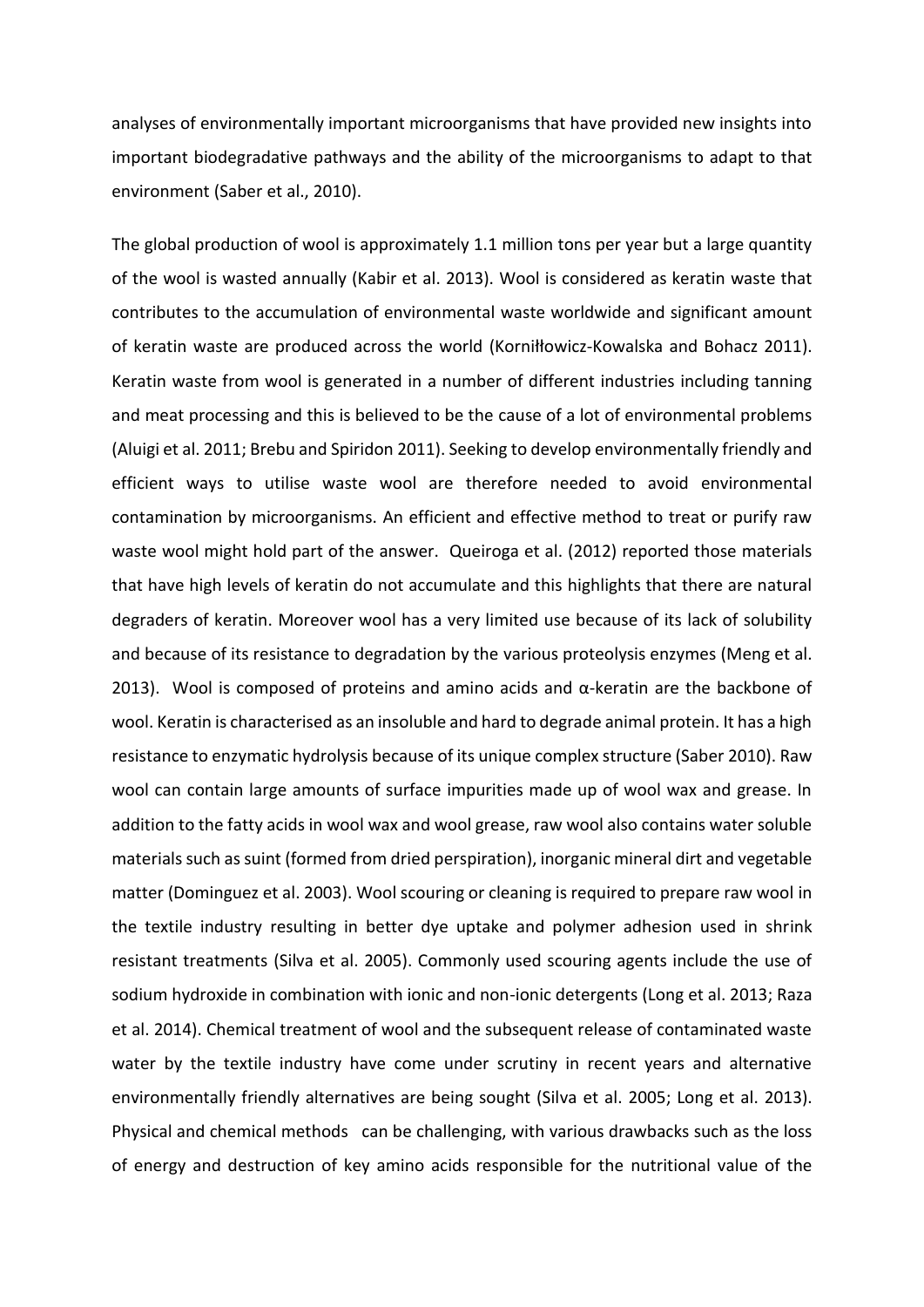analyses of environmentally important microorganisms that have provided new insights into important biodegradative pathways and the ability of the microorganisms to adapt to that environment (Saber et al., 2010).

The global production of wool is approximately 1.1 million tons per year but a large quantity of the wool is wasted annually (Kabir et al. 2013). Wool is considered as keratin waste that contributes to the accumulation of environmental waste worldwide and significant amount of keratin waste are produced across the world (Korniłłowicz-Kowalska and Bohacz 2011). Keratin waste from wool is generated in a number of different industries including tanning and meat processing and this is believed to be the cause of a lot of environmental problems (Aluigi et al. 2011; Brebu and Spiridon 2011). Seeking to develop environmentally friendly and efficient ways to utilise waste wool are therefore needed to avoid environmental contamination by microorganisms. An efficient and effective method to treat or purify raw waste wool might hold part of the answer. Queiroga et al. (2012) reported those materials that have high levels of keratin do not accumulate and this highlights that there are natural degraders of keratin. Moreover wool has a very limited use because of its lack of solubility and because of its resistance to degradation by the various proteolysis enzymes (Meng et al. 2013). Wool is composed of proteins and amino acids and α-keratin are the backbone of wool. Keratin is characterised as an insoluble and hard to degrade animal protein. It has a high resistance to enzymatic hydrolysis because of its unique complex structure (Saber 2010). Raw wool can contain large amounts of surface impurities made up of wool wax and grease. In addition to the fatty acids in wool wax and wool grease, raw wool also contains water soluble materials such as suint (formed from dried perspiration), inorganic mineral dirt and vegetable matter (Dominguez et al. 2003). Wool scouring or cleaning is required to prepare raw wool in the textile industry resulting in better dye uptake and polymer adhesion used in shrink resistant treatments (Silva et al. 2005). Commonly used scouring agents include the use of sodium hydroxide in combination with ionic and non-ionic detergents (Long et al. 2013; Raza et al. 2014). Chemical treatment of wool and the subsequent release of contaminated waste water by the textile industry have come under scrutiny in recent years and alternative environmentally friendly alternatives are being sought (Silva et al. 2005; Long et al. 2013). Physical and chemical methods can be challenging, with various drawbacks such as the loss of energy and destruction of key amino acids responsible for the nutritional value of the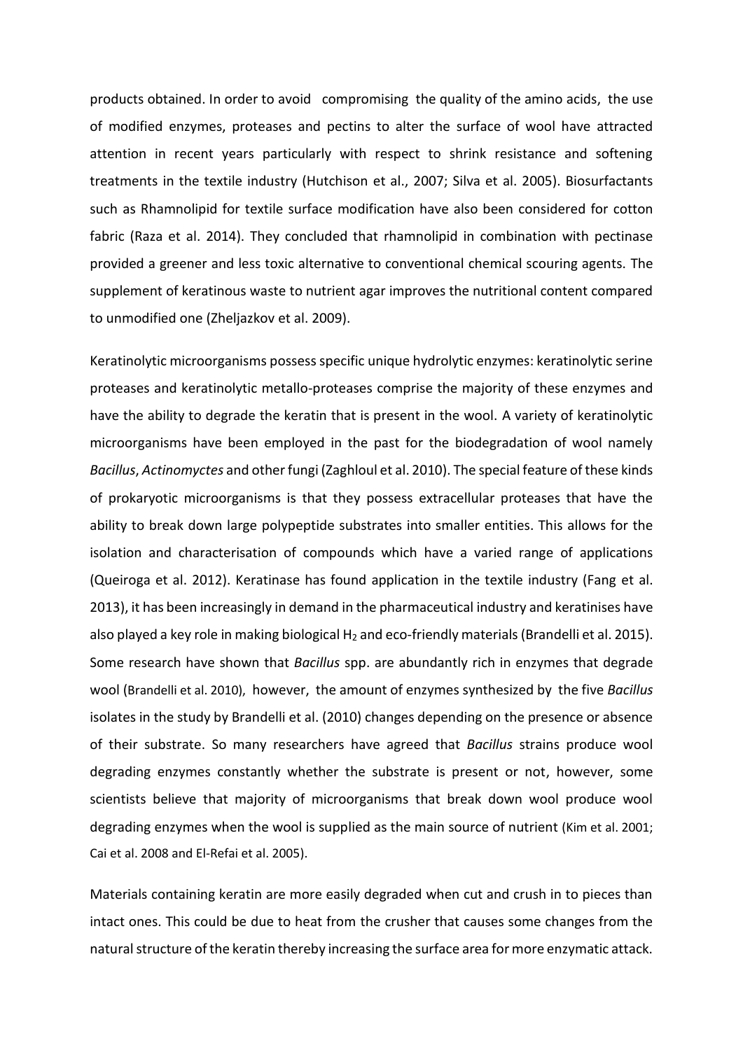products obtained. In order to avoid  compromising  the quality of the amino acids,  the use of modified enzymes, proteases and pectins to alter the surface of wool have attracted attention in recent years particularly with respect to shrink resistance and softening treatments in the textile industry (Hutchison et al., 2007; Silva et al. 2005). Biosurfactants such as Rhamnolipid for textile surface modification have also been considered for cotton fabric (Raza et al. 2014). They concluded that rhamnolipid in combination with pectinase provided a greener and less toxic alternative to conventional chemical scouring agents. The supplement of keratinous waste to nutrient agar improves the nutritional content compared to unmodified one (Zheljazkov et al. 2009).

Keratinolytic microorganisms possess specific unique hydrolytic enzymes: keratinolytic serine proteases and keratinolytic metallo-proteases comprise the majority of these enzymes and have the ability to degrade the keratin that is present in the wool. A variety of keratinolytic microorganisms have been employed in the past for the biodegradation of wool namely *Bacillus*, *Actinomyctes* and other fungi (Zaghloul et al. 2010). The special feature of these kinds of prokaryotic microorganisms is that they possess extracellular proteases that have the ability to break down large polypeptide substrates into smaller entities. This allows for the isolation and characterisation of compounds which have a varied range of applications (Queiroga et al. 2012). Keratinase has found application in the textile industry (Fang et al. 2013), it has been increasingly in demand in the pharmaceutical industry and keratinises have also played a key role in making biological $H_2$ and eco-friendly materials (Brandelli et al. 2015). Some research have shown that *Bacillus* spp. are abundantly rich in enzymes that degrade wool (Brandelli et al. 2010),  however,  the amount of enzymes synthesized by  the five *Bacillus* isolates in the study by Brandelli et al. (2010) changes depending on the presence or absence of their substrate. So many researchers have agreed that *Bacillus* strains produce wool degrading enzymes constantly whether the substrate is present or not, however, some scientists believe that majority of microorganisms that break down wool produce wool degrading enzymes when the wool is supplied as the main source of nutrient (Kim et al. 2001; Cai et al. 2008 and El-Refai et al. 2005).

Materials containing keratin are more easily degraded when cut and crush in to pieces than intact ones. This could be due to heat from the crusher that causes some changes from the natural structure of the keratin thereby increasing the surface area for more enzymatic attack.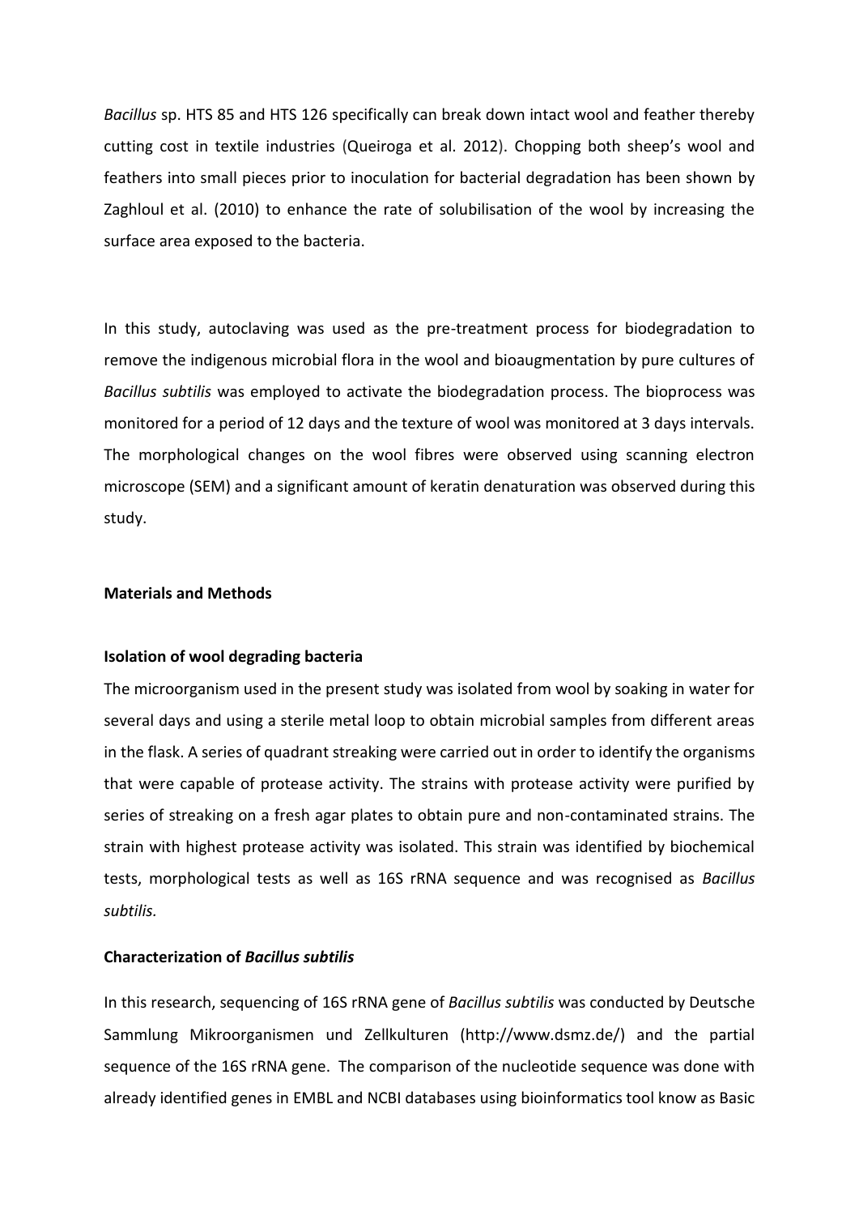*Bacillus* sp. HTS 85 and HTS 126 specifically can break down intact wool and feather thereby cutting cost in textile industries (Queiroga et al. 2012). Chopping both sheep's wool and feathers into small pieces prior to inoculation for bacterial degradation has been shown by Zaghloul et al. (2010) to enhance the rate of solubilisation of the wool by increasing the surface area exposed to the bacteria.

In this study, autoclaving was used as the pre-treatment process for biodegradation to remove the indigenous microbial flora in the wool and bioaugmentation by pure cultures of *Bacillus subtilis* was employed to activate the biodegradation process. The bioprocess was monitored for a period of 12 days and the texture of wool was monitored at 3 days intervals. The morphological changes on the wool fibres were observed using scanning electron microscope (SEM) and a significant amount of keratin denaturation was observed during this study.

## Materials and Methods

### Isolation of wool degrading bacteria

The microorganism used in the present study was isolated from wool by soaking in water for several days and using a sterile metal loop to obtain microbial samples from different areas in the flask. A series of quadrant streaking were carried out in order to identify the organisms that were capable of protease activity. The strains with protease activity were purified by series of streaking on a fresh agar plates to obtain pure and non-contaminated strains. The strain with highest protease activity was isolated. This strain was identified by biochemical tests, morphological tests as well as 16S rRNA sequence and was recognised as *Bacillus subtilis.*

### Characterization of *Bacillus subtilis*

In this research, sequencing of 16S rRNA gene of *Bacillus subtilis* was conducted by Deutsche Sammlung Mikroorganismen und Zellkulturen (http://www.dsmz.de/) and the partial sequence of the 16S rRNA gene. The comparison of the nucleotide sequence was done with already identified genes in EMBL and NCBI databases using bioinformatics tool know as Basic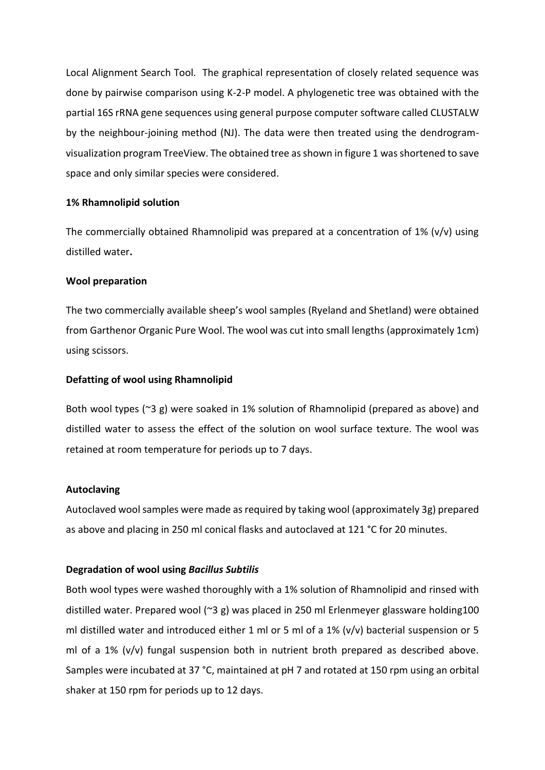Local Alignment Search Tool. The graphical representation of closely related sequence was done by pairwise comparison using K-2-P model. A phylogenetic tree was obtained with the partial 16S rRNA gene sequences using general purpose computer software called CLUSTALW by the neighbour-joining method (NJ). The data were then treated using the dendrogram-visualization program TreeView. The obtained tree as shown in figure 1 was shortened to save space and only similar species were considered.

**1% Rhamnolipid solution**

The commercially obtained Rhamnolipid was prepared at a concentration of 1% (v/v) using distilled water**.**

**Wool preparation**

The two commercially available sheep's wool samples (Ryeland and Shetland) were obtained from Garthenor Organic Pure Wool. The wool was cut into small lengths (approximately 1cm) using scissors.

**Defatting of wool using Rhamnolipid**

Both wool types (~3 g) were soaked in 1% solution of Rhamnolipid (prepared as above) and distilled water to assess the effect of the solution on wool surface texture. The wool was retained at room temperature for periods up to 7 days.

**Autoclaving**

Autoclaved wool samples were made as required by taking wool (approximately 3g) prepared as above and placing in 250 ml conical flasks and autoclaved at 121 °C for 20 minutes.

**Degradation of wool using *Bacillus Subtilis***

Both wool types were washed thoroughly with a 1% solution of Rhamnolipid and rinsed with distilled water. Prepared wool (~3 g) was placed in 250 ml Erlenmeyer glassware holding100 ml distilled water and introduced either 1 ml or 5 ml of a 1% (v/v) bacterial suspension or 5 ml of a 1% (v/v) fungal suspension both in nutrient broth prepared as described above. Samples were incubated at 37 °C, maintained at pH 7 and rotated at 150 rpm using an orbital shaker at 150 rpm for periods up to 12 days.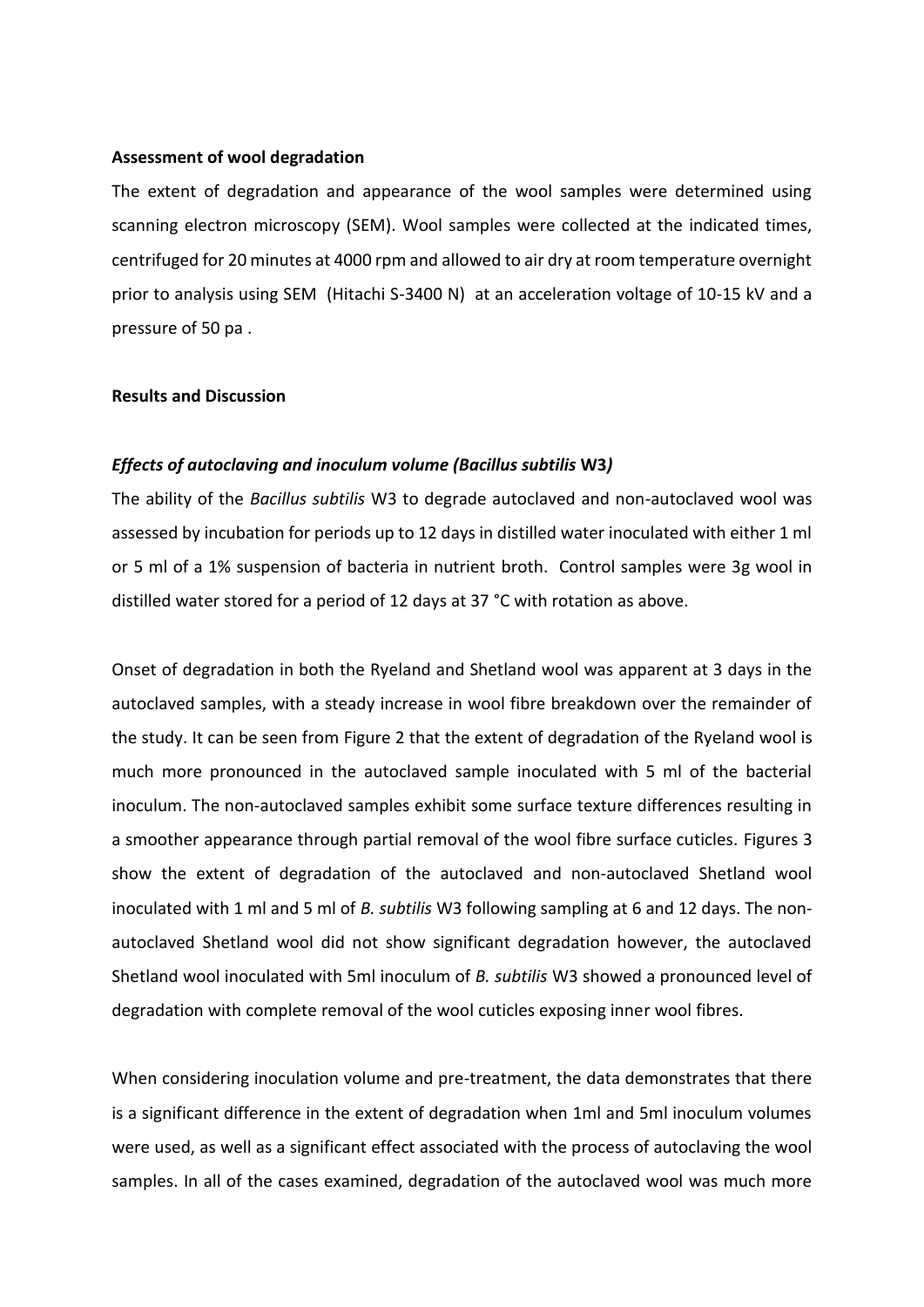**Assessment of wool degradation**

The extent of degradation and appearance of the wool samples were determined using scanning electron microscopy (SEM). Wool samples were collected at the indicated times, centrifuged for 20 minutes at 4000 rpm and allowed to air dry at room temperature overnight prior to analysis using SEM (Hitachi S-3400 N) at an acceleration voltage of 10-15 kV and a pressure of 50 pa .

**Results and Discussion**

***Effects of autoclaving and inoculum volume (Bacillus subtilis* W3*)***

The ability of the *Bacillus subtilis* W3 to degrade autoclaved and non-autoclaved wool was assessed by incubation for periods up to 12 days in distilled water inoculated with either 1 ml or 5 ml of a 1% suspension of bacteria in nutrient broth. Control samples were 3g wool in distilled water stored for a period of 12 days at 37 °C with rotation as above.

Onset of degradation in both the Ryeland and Shetland wool was apparent at 3 days in the autoclaved samples, with a steady increase in wool fibre breakdown over the remainder of the study. It can be seen from Figure 2 that the extent of degradation of the Ryeland wool is much more pronounced in the autoclaved sample inoculated with 5 ml of the bacterial inoculum. The non-autoclaved samples exhibit some surface texture differences resulting in a smoother appearance through partial removal of the wool fibre surface cuticles. Figures 3 show the extent of degradation of the autoclaved and non-autoclaved Shetland wool inoculated with 1 ml and 5 ml of *B. subtilis* W3 following sampling at 6 and 12 days. The non-autoclaved Shetland wool did not show significant degradation however, the autoclaved Shetland wool inoculated with 5ml inoculum of *B. subtilis* W3 showed a pronounced level of degradation with complete removal of the wool cuticles exposing inner wool fibres.

When considering inoculation volume and pre-treatment, the data demonstrates that there is a significant difference in the extent of degradation when 1ml and 5ml inoculum volumes were used, as well as a significant effect associated with the process of autoclaving the wool samples. In all of the cases examined, degradation of the autoclaved wool was much more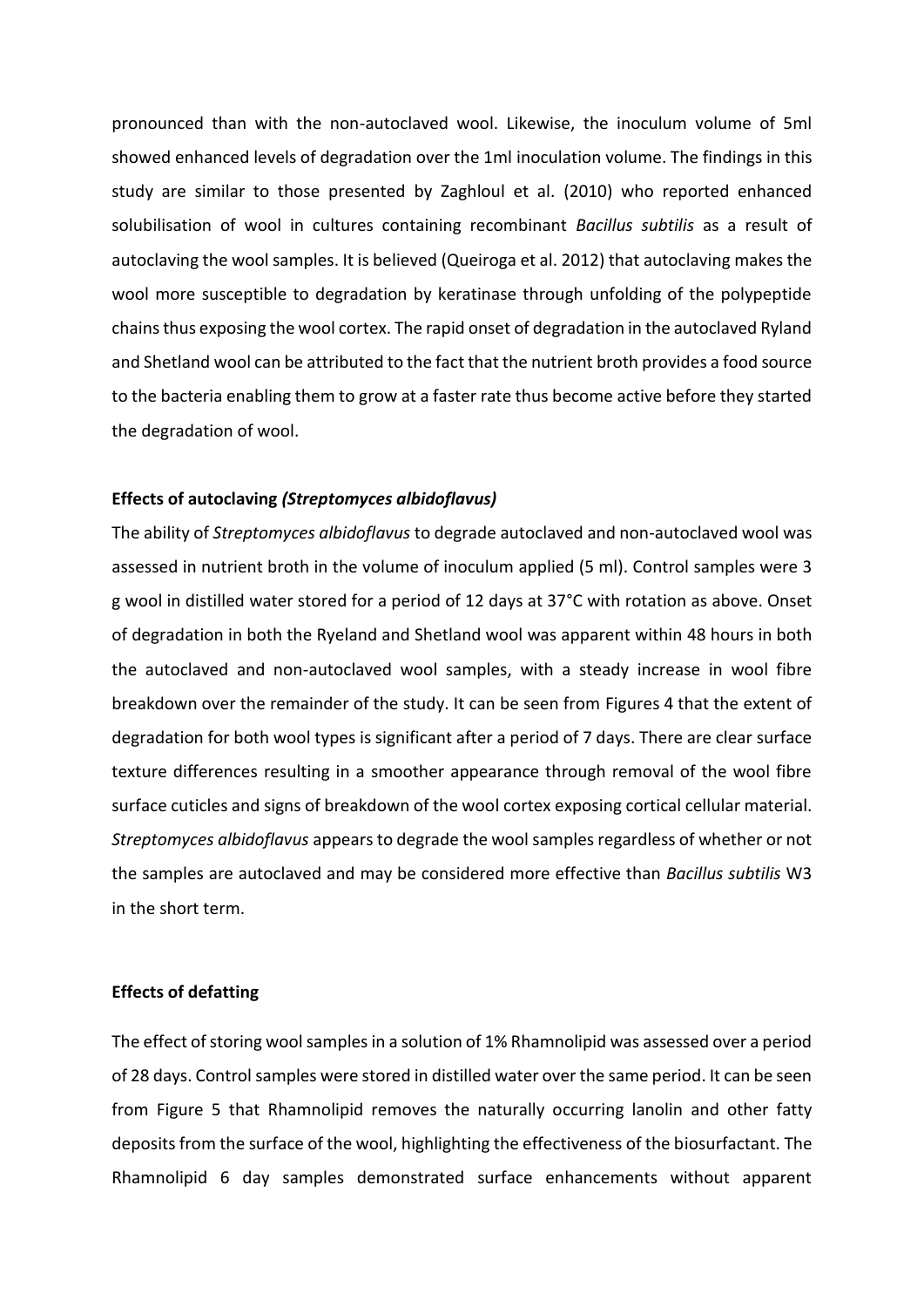pronounced than with the non-autoclaved wool. Likewise, the inoculum volume of 5ml showed enhanced levels of degradation over the 1ml inoculation volume. The findings in this study are similar to those presented by Zaghloul et al. (2010) who reported enhanced solubilisation of wool in cultures containing recombinant *Bacillus subtilis* as a result of autoclaving the wool samples. It is believed (Queiroga et al. 2012) that autoclaving makes the wool more susceptible to degradation by keratinase through unfolding of the polypeptide chains thus exposing the wool cortex. The rapid onset of degradation in the autoclaved Ryland and Shetland wool can be attributed to the fact that the nutrient broth provides a food source to the bacteria enabling them to grow at a faster rate thus become active before they started the degradation of wool.

**Effects of autoclaving *(Streptomyces albidoflavus)***

The ability of *Streptomyces albidoflavus* to degrade autoclaved and non-autoclaved wool was assessed in nutrient broth in the volume of inoculum applied (5 ml). Control samples were 3 g wool in distilled water stored for a period of 12 days at 37°C with rotation as above. Onset of degradation in both the Ryeland and Shetland wool was apparent within 48 hours in both the autoclaved and non-autoclaved wool samples, with a steady increase in wool fibre breakdown over the remainder of the study. It can be seen from Figures 4 that the extent of degradation for both wool types is significant after a period of 7 days. There are clear surface texture differences resulting in a smoother appearance through removal of the wool fibre surface cuticles and signs of breakdown of the wool cortex exposing cortical cellular material. *Streptomyces albidoflavus* appears to degrade the wool samples regardless of whether or not the samples are autoclaved and may be considered more effective than *Bacillus subtilis* W3 in the short term.

**Effects of defatting**

The effect of storing wool samples in a solution of 1% Rhamnolipid was assessed over a period of 28 days. Control samples were stored in distilled water over the same period. It can be seen from Figure 5 that Rhamnolipid removes the naturally occurring lanolin and other fatty deposits from the surface of the wool, highlighting the effectiveness of the biosurfactant. The Rhamnolipid 6 day samples demonstrated surface enhancements without apparent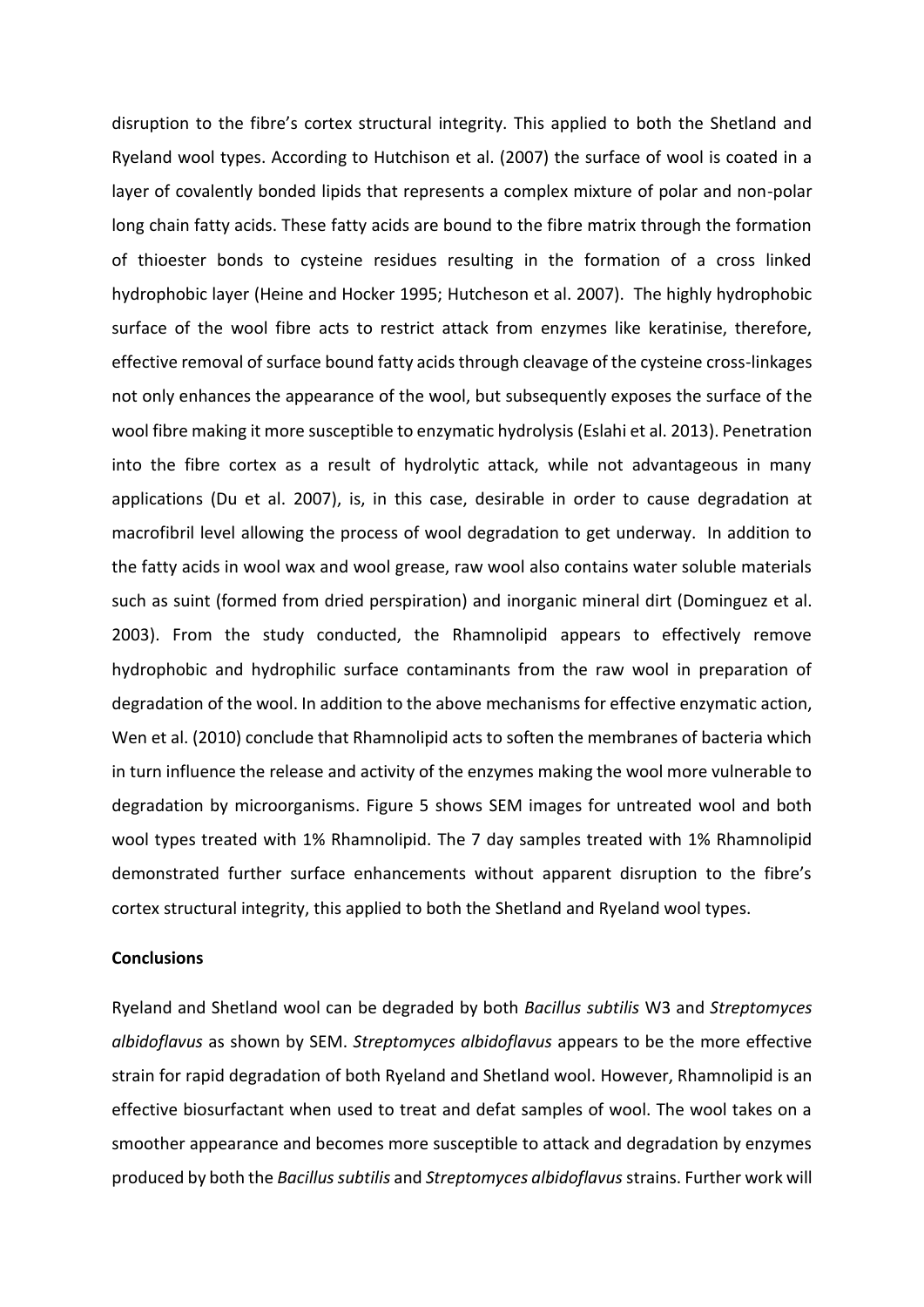disruption to the fibre's cortex structural integrity. This applied to both the Shetland and Ryeland wool types. According to Hutchison et al. (2007) the surface of wool is coated in a layer of covalently bonded lipids that represents a complex mixture of polar and non-polar long chain fatty acids. These fatty acids are bound to the fibre matrix through the formation of thioester bonds to cysteine residues resulting in the formation of a cross linked hydrophobic layer (Heine and Hocker 1995; Hutcheson et al. 2007). The highly hydrophobic surface of the wool fibre acts to restrict attack from enzymes like keratinise, therefore, effective removal of surface bound fatty acids through cleavage of the cysteine cross-linkages not only enhances the appearance of the wool, but subsequently exposes the surface of the wool fibre making it more susceptible to enzymatic hydrolysis (Eslahi et al. 2013). Penetration into the fibre cortex as a result of hydrolytic attack, while not advantageous in many applications (Du et al. 2007), is, in this case, desirable in order to cause degradation at macrofibril level allowing the process of wool degradation to get underway. In addition to the fatty acids in wool wax and wool grease, raw wool also contains water soluble materials such as suint (formed from dried perspiration) and inorganic mineral dirt (Dominguez et al. 2003). From the study conducted, the Rhamnolipid appears to effectively remove hydrophobic and hydrophilic surface contaminants from the raw wool in preparation of degradation of the wool. In addition to the above mechanisms for effective enzymatic action, Wen et al. (2010) conclude that Rhamnolipid acts to soften the membranes of bacteria which in turn influence the release and activity of the enzymes making the wool more vulnerable to degradation by microorganisms. Figure 5 shows SEM images for untreated wool and both wool types treated with 1% Rhamnolipid. The 7 day samples treated with 1% Rhamnolipid demonstrated further surface enhancements without apparent disruption to the fibre's cortex structural integrity, this applied to both the Shetland and Ryeland wool types.

**Conclusions**

Ryeland and Shetland wool can be degraded by both *Bacillus subtilis* W3 and *Streptomyces albidoflavus* as shown by SEM. *Streptomyces albidoflavus* appears to be the more effective strain for rapid degradation of both Ryeland and Shetland wool. However, Rhamnolipid is an effective biosurfactant when used to treat and defat samples of wool. The wool takes on a smoother appearance and becomes more susceptible to attack and degradation by enzymes produced by both the *Bacillus subtilis* and *Streptomyces albidoflavus* strains. Further work will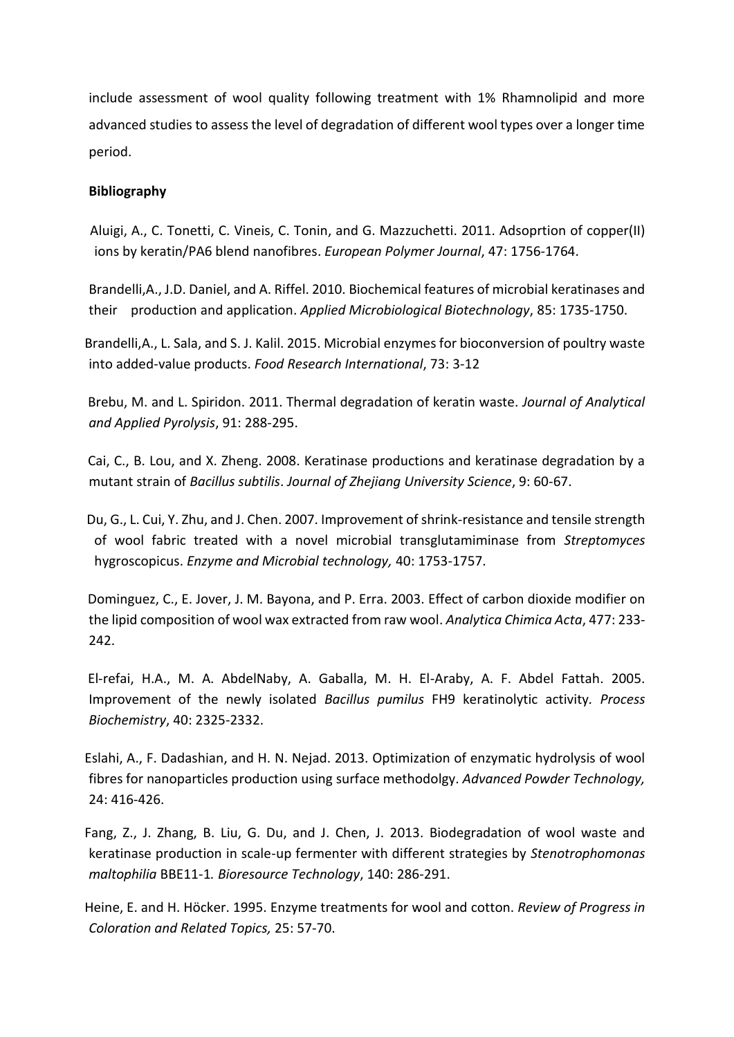include assessment of wool quality following treatment with 1% Rhamnolipid and more advanced studies to assess the level of degradation of different wool types over a longer time period.

**Bibliography**

Aluigi, A., C. Tonetti, C. Vineis, C. Tonin, and G. Mazzuchetti. 2011. Adsoprtion of copper(II) ions by keratin/PA6 blend nanofibres. *European Polymer Journal*, 47: 1756-1764.

Brandelli,A., J.D. Daniel, and A. Riffel. 2010. Biochemical features of microbial keratinases and their production and application. *Applied Microbiological Biotechnology*, 85: 1735-1750.

Brandelli,A., L. Sala, and S. J. Kalil. 2015. Microbial enzymes for bioconversion of poultry waste into added-value products. *Food Research International*, 73: 3-12

Brebu, M. and L. Spiridon. 2011. Thermal degradation of keratin waste. *Journal of Analytical and Applied Pyrolysis*, 91: 288-295.

Cai, C., B. Lou, and X. Zheng. 2008. Keratinase productions and keratinase degradation by a mutant strain of *Bacillus subtilis*. *Journal of Zhejiang University Science*, 9: 60-67.

Du, G., L. Cui, Y. Zhu, and J. Chen. 2007. Improvement of shrink-resistance and tensile strength of wool fabric treated with a novel microbial transglutamiminase from *Streptomyces* hygroscopicus. *Enzyme and Microbial technology,* 40: 1753-1757.

Dominguez, C., E. Jover, J. M. Bayona, and P. Erra. 2003. Effect of carbon dioxide modifier on the lipid composition of wool wax extracted from raw wool. *Analytica Chimica Acta*, 477: 233-242.

El-refai, H.A., M. A. AbdelNaby, A. Gaballa, M. H. El-Araby, A. F. Abdel Fattah. 2005. Improvement of the newly isolated *Bacillus pumilus* FH9 keratinolytic activity. *Process Biochemistry*, 40: 2325-2332.

Eslahi, A., F. Dadashian, and H. N. Nejad. 2013. Optimization of enzymatic hydrolysis of wool fibres for nanoparticles production using surface methodolgy. *Advanced Powder Technology,* 24: 416-426.

Fang, Z., J. Zhang, B. Liu, G. Du, and J. Chen, J. 2013. Biodegradation of wool waste and keratinase production in scale-up fermenter with different strategies by *Stenotrophomonas maltophilia* BBE11-1*. Bioresource Technology*, 140: 286-291.

Heine, E. and H. Höcker. 1995. Enzyme treatments for wool and cotton. *Review of Progress in Coloration and Related Topics,* 25: 57-70.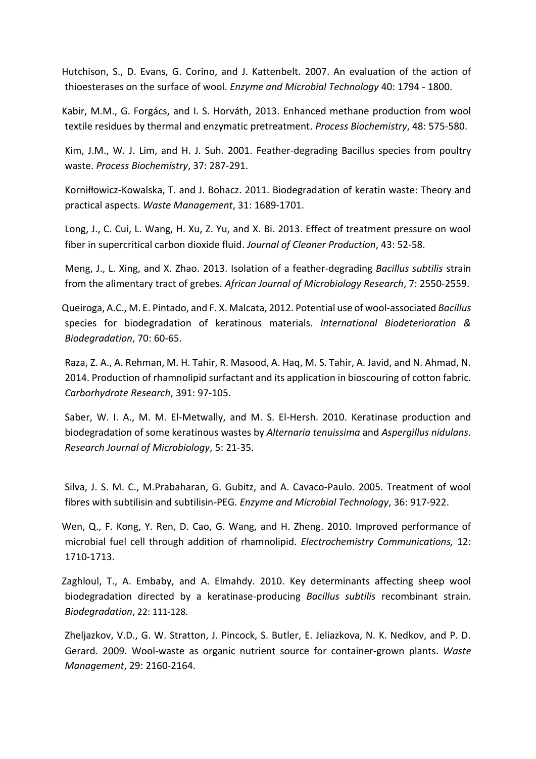Hutchison, S., D. Evans, G. Corino, and J. Kattenbelt. 2007. An evaluation of the action of thioesterases on the surface of wool. *Enzyme and Microbial Technology* 40: 1794 - 1800.

Kabir, M.M., G. Forgács, and I. S. Horváth, 2013. Enhanced methane production from wool textile residues by thermal and enzymatic pretreatment. *Process Biochemistry*, 48: 575-580.

Kim, J.M., W. J. Lim, and H. J. Suh. 2001. Feather-degrading Bacillus species from poultry waste. *Process Biochemistry*, 37: 287-291.

Korniłłowicz-Kowalska, T. and J. Bohacz. 2011. Biodegradation of keratin waste: Theory and practical aspects. *Waste Management*, 31: 1689-1701.

Long, J., C. Cui, L. Wang, H. Xu, Z. Yu, and X. Bi. 2013. Effect of treatment pressure on wool fiber in supercritical carbon dioxide fluid. *Journal of Cleaner Production*, 43: 52-58.

Meng, J., L. Xing, and X. Zhao. 2013. Isolation of a feather-degrading *Bacillus subtilis* strain from the alimentary tract of grebes. *African Journal of Microbiology Research*, 7: 2550-2559.

Queiroga, A.C., M. E. Pintado, and F. X. Malcata, 2012. Potential use of wool-associated *Bacillus* species for biodegradation of keratinous materials. *International Biodeterioration & Biodegradation*, 70: 60-65.

Raza, Z. A., A. Rehman, M. H. Tahir, R. Masood, A. Haq, M. S. Tahir, A. Javid, and N. Ahmad, N. 2014. Production of rhamnolipid surfactant and its application in bioscouring of cotton fabric. *Carborhydrate Research*, 391: 97-105.

Saber, W. I. A., M. M. El-Metwally, and M. S. El-Hersh. 2010. Keratinase production and biodegradation of some keratinous wastes by *Alternaria tenuissima* and *Aspergillus nidulans*. *Research Journal of Microbiology*, 5: 21-35.

Silva, J. S. M. C., M.Prabaharan, G. Gubitz, and A. Cavaco-Paulo. 2005. Treatment of wool fibres with subtilisin and subtilisin-PEG. *Enzyme and Microbial Technology*, 36: 917-922.

Wen, Q., F. Kong, Y. Ren, D. Cao, G. Wang, and H. Zheng. 2010. Improved performance of microbial fuel cell through addition of rhamnolipid. *Electrochemistry Communications,* 12: 1710-1713.

Zaghloul, T., A. Embaby, and A. Elmahdy. 2010. Key determinants affecting sheep wool biodegradation directed by a keratinase-producing *Bacillus subtilis* recombinant strain. *Biodegradation*, 22: 111-128.

Zheljazkov, V.D., G. W. Stratton, J. Pincock, S. Butler, E. Jeliazkova, N. K. Nedkov, and P. D. Gerard. 2009. Wool-waste as organic nutrient source for container-grown plants. *Waste Management*, 29: 2160-2164.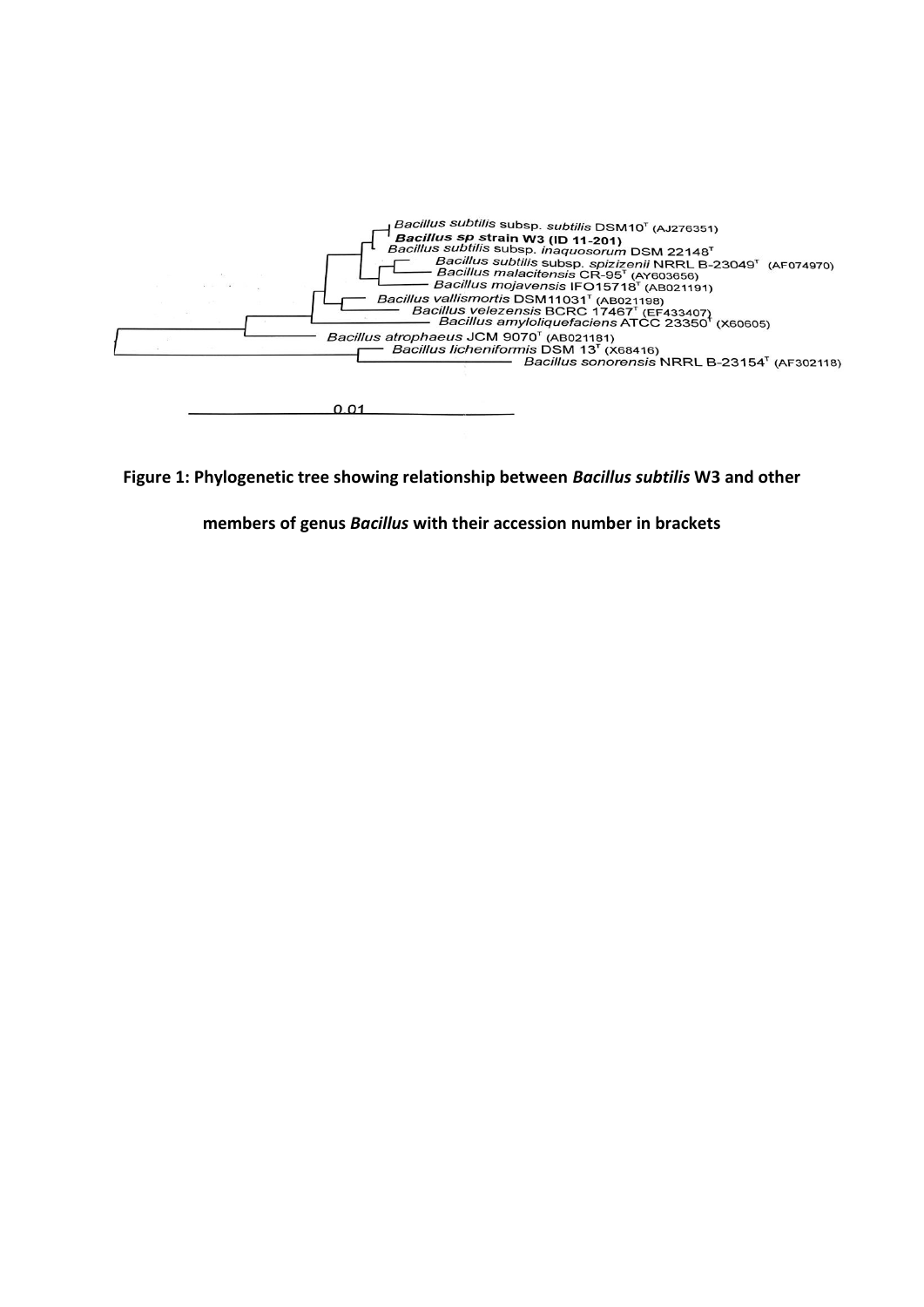*Bacillus subtilis* subsp. *subtilis* DSM10$^T$ (AJ276351)

**Bacillus sp strain W3 (ID 11-201)**

*Bacillus subtilis* subsp. *inaquosorum* DSM 22148$^T$

*Bacillus subtilis* subsp. *spizizenii* NRRL B-23049$^T$ (AF074970)

*Bacillus malacitensis* CR-95$^T$ (AY603656)

*Bacillus mojavensis* IFO15718$^T$ (AB021191)

*Bacillus vallismortis* DSM11031$^T$ (AB021198)

*Bacillus velezensis* BCRC 17467$^T$ (EF433407)

*Bacillus amyloliquefaciens* ATCC 23350$^T$ (X60605)

*Bacillus atrophaeus* JCM 9070$^T$ (AB021181)

*Bacillus licheniformis* DSM 13$^T$ (X68416)

*Bacillus sonorensis* NRRL B-23154$^T$ (AF302118)

0.01

**Figure 1: Phylogenetic tree showing relationship between *Bacillus subtilis* W3 and other members of genus *Bacillus* with their accession number in brackets**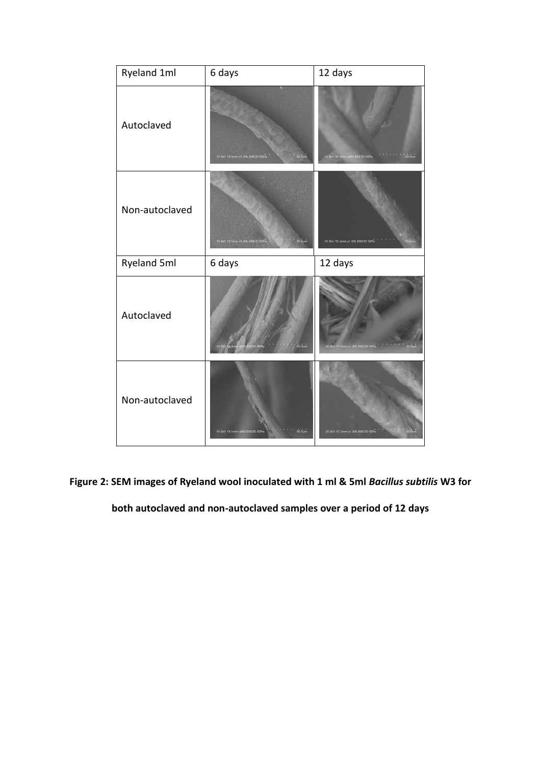| Ryeland 1ml | 6 days | 12 days |
|---|---|---|
| Autoclaved | | |
| Non-autoclaved | | |
| **Ryeland 5ml** | **6 days** | **12 days** |
| Autoclaved | | |
| Non-autoclaved | | |

**Figure 2: SEM images of Ryeland wool inoculated with 1 ml & 5ml *Bacillus subtilis* W3 for both autoclaved and non-autoclaved samples over a period of 12 days**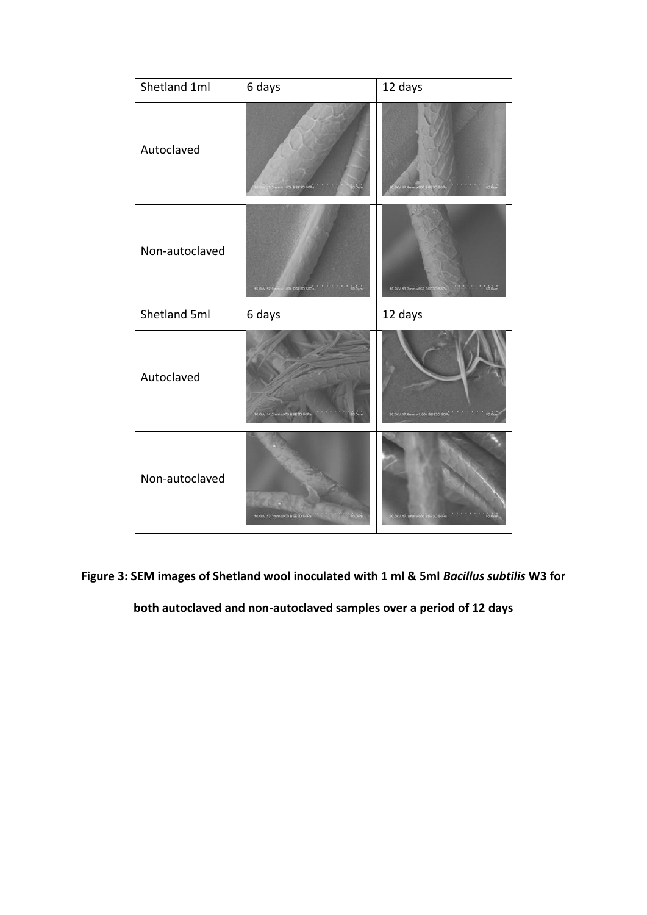| Shetland 1ml | 6 days | 12 days |
| --- | --- | --- |
| Autoclaved | | |
| Non-autoclaved | | |
| Shetland 5ml | 6 days | 12 days |
| Autoclaved | | |
| Non-autoclaved | | |

**Figure 3: SEM images of Shetland wool inoculated with 1 ml & 5ml *Bacillus subtilis* W3 for both autoclaved and non-autoclaved samples over a period of 12 days**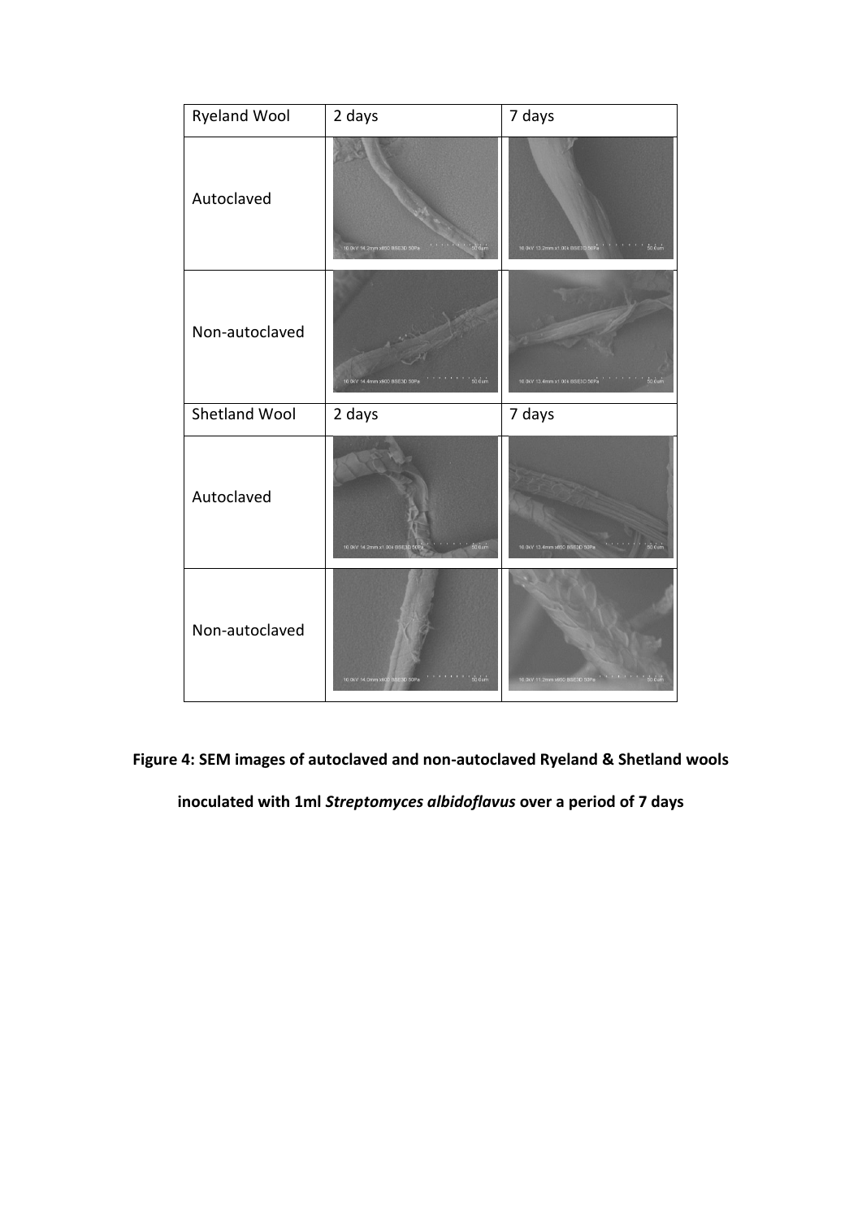| Ryeland Wool | 2 days | 7 days |
|---|---|---|
| Autoclaved | 10.0kV 14.2mm x600 BSE3D 50Pa 50.0um | 10.0kV 13.2mm x1.00k BSE3D 50Pa 50.0um |
| Non-autoclaved | 10.0kV 14.4mm x600 BSE3D 50Pa 50.0um | 10.0kV 13.4mm x1.00k BSE3D 50Pa 50.0um |
| **Shetland Wool** | **2 days** | **7 days** |
| Autoclaved | 10.0kV 14.2mm x1.00k BSE3D 50Pa 50.0um | 10.0kV 13.4mm x650 BSE3D 50Pa 50.0um |
| Non-autoclaved | 10.0kV 14.0mm x600 BSE3D 50Pa 50.0um | 10.0kV 11.2mm x650 BSE3D 50Pa 50.0um |

**Figure 4: SEM images of autoclaved and non-autoclaved Ryeland & Shetland wools inoculated with 1ml *Streptomyces albidoflavus* over a period of 7 days**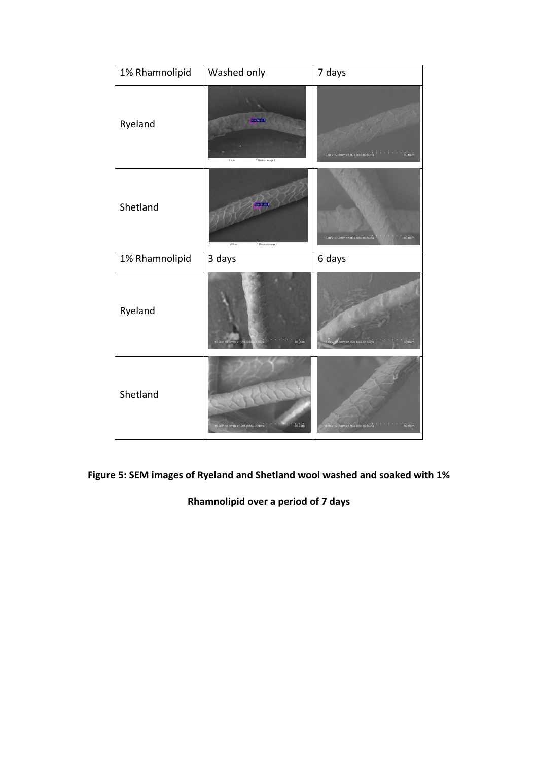| 1% Rhamnolipid | Washed only | 7 days |
|---|---|---|
| Ryeland | | |
| Shetland | | |
| 1% Rhamnolipid | 3 days | 6 days |
| Ryeland | | |
| Shetland | | |

**Figure 5: SEM images of Ryeland and Shetland wool washed and soaked with 1% Rhamnolipid over a period of 7 days**